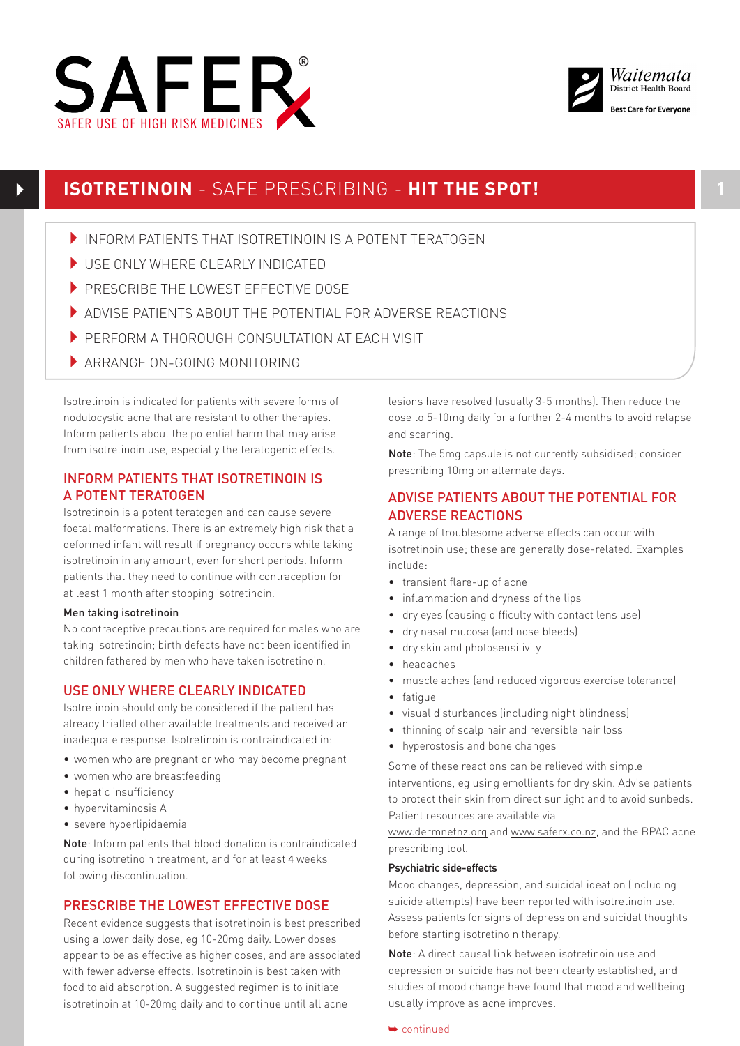SAFER®

SAFER USE OF HIGH RISK MEDICINES

Waitemata District Health Board

Best Care for Everyone

# ISOTRETINOIN - SAFE PRESCRIBING - HIT THE SPOT!

- INFORM PATIENTS THAT ISOTRETINOIN IS A POTENT TERATOGEN
- USE ONLY WHERE CLEARLY INDICATED
- PRESCRIBE THE LOWEST EFFECTIVE DOSE
- ADVISE PATIENTS ABOUT THE POTENTIAL FOR ADVERSE REACTIONS
- PERFORM A THOROUGH CONSULTATION AT EACH VISIT
- ARRANGE ON-GOING MONITORING

Isotretinoin is indicated for patients with severe forms of nodulocystic acne that are resistant to other therapies. Inform patients about the potential harm that may arise from isotretinoin use, especially the teratogenic effects.

## INFORM PATIENTS THAT ISOTRETINOIN IS A POTENT TERATOGEN

Isotretinoin is a potent teratogen and can cause severe foetal malformations. There is an extremely high risk that a deformed infant will result if pregnancy occurs while taking isotretinoin in any amount, even for short periods. Inform patients that they need to continue with contraception for at least 1 month after stopping isotretinoin.

### Men taking isotretinoin

No contraceptive precautions are required for males who are taking isotretinoin; birth defects have not been identified in children fathered by men who have taken isotretinoin.

## USE ONLY WHERE CLEARLY INDICATED

Isotretinoin should only be considered if the patient has already trialled other available treatments and received an inadequate response. Isotretinoin is contraindicated in:

- women who are pregnant or who may become pregnant
- women who are breastfeeding
- hepatic insufficiency
- hypervitaminosis A
- severe hyperlipidaemia

**Note**: Inform patients that blood donation is contraindicated during isotretinoin treatment, and for at least 4 weeks following discontinuation.

## PRESCRIBE THE LOWEST EFFECTIVE DOSE

Recent evidence suggests that isotretinoin is best prescribed using a lower daily dose, eg 10-20mg daily. Lower doses appear to be as effective as higher doses, and are associated with fewer adverse effects. Isotretinoin is best taken with food to aid absorption. A suggested regimen is to initiate isotretinoin at 10-20mg daily and to continue until all acne lesions have resolved (usually 3-5 months). Then reduce the dose to 5-10mg daily for a further 2-4 months to avoid relapse and scarring.

**Note**: The 5mg capsule is not currently subsidised; consider prescribing 10mg on alternate days.

## ADVISE PATIENTS ABOUT THE POTENTIAL FOR ADVERSE REACTIONS

A range of troublesome adverse effects can occur with isotretinoin use; these are generally dose-related. Examples include:

- transient flare-up of acne
- inflammation and dryness of the lips
- dry eyes (causing difficulty with contact lens use)
- dry nasal mucosa (and nose bleeds)
- dry skin and photosensitivity
- headaches
- muscle aches (and reduced vigorous exercise tolerance)
- fatigue
- visual disturbances (including night blindness)
- thinning of scalp hair and reversible hair loss
- hyperostosis and bone changes

Some of these reactions can be relieved with simple interventions, eg using emollients for dry skin. Advise patients to protect their skin from direct sunlight and to avoid sunbeds. Patient resources are available via www.dermnetnz.org and www.saferx.co.nz, and the BPAC acne prescribing tool.

### Psychiatric side-effects

Mood changes, depression, and suicidal ideation (including suicide attempts) have been reported with isotretinoin use. Assess patients for signs of depression and suicidal thoughts before starting isotretinoin therapy.

**Note**: A direct causal link between isotretinoin use and depression or suicide has not been clearly established, and studies of mood change have found that mood and wellbeing usually improve as acne improves.

➥ continued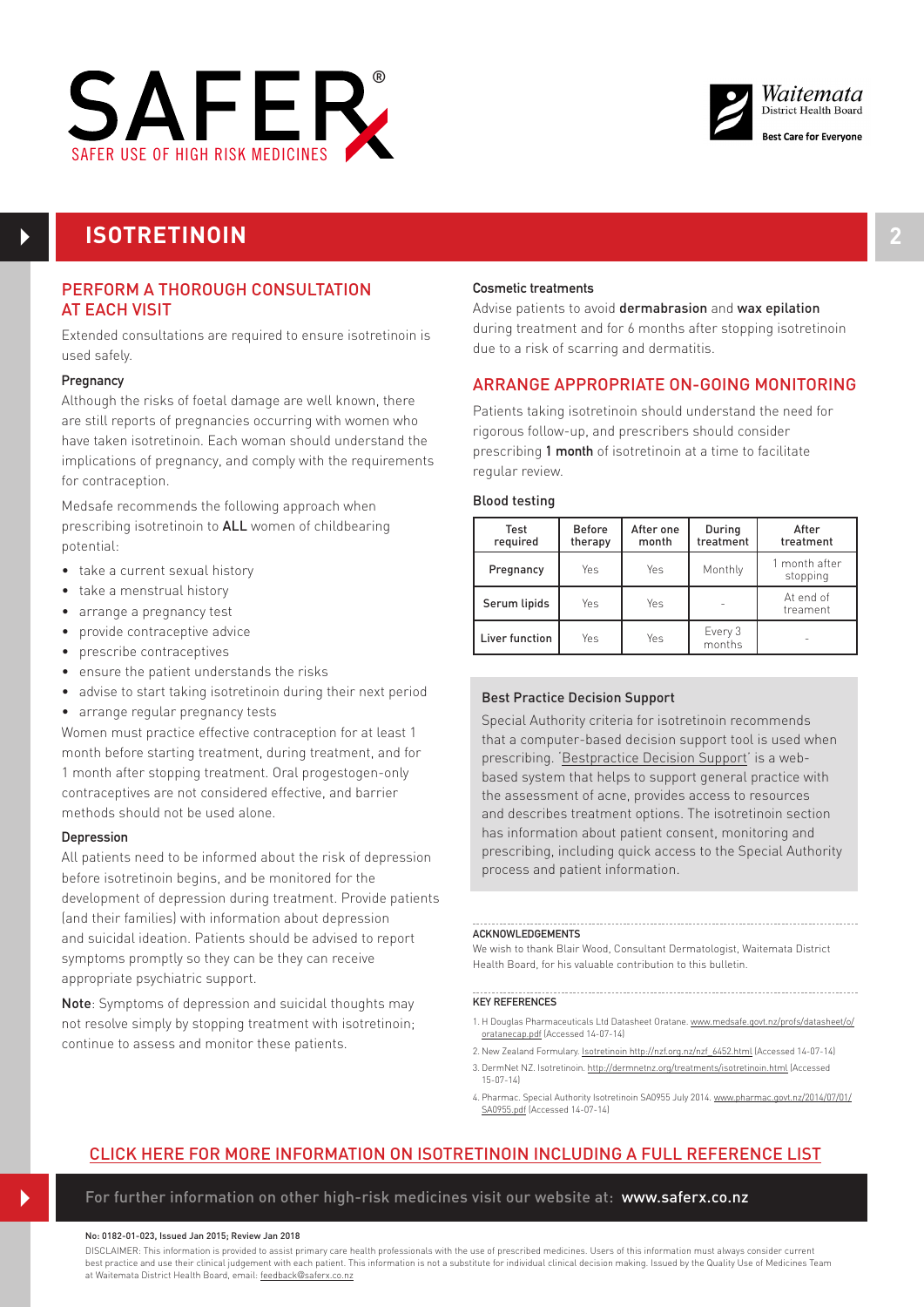# SAFER USE OF HIGH RISK MEDICINES

Waitemata District Health Board — Best Care for Everyone

## ISOTRETINOIN

### PERFORM A THOROUGH CONSULTATION AT EACH VISIT

Extended consultations are required to ensure isotretinoin is used safely.

#### Pregnancy

Although the risks of foetal damage are well known, there are still reports of pregnancies occurring with women who have taken isotretinoin. Each woman should understand the implications of pregnancy, and comply with the requirements for contraception.

Medsafe recommends the following approach when prescribing isotretinoin to **ALL** women of childbearing potential:

- take a current sexual history
- take a menstrual history
- arrange a pregnancy test
- provide contraceptive advice
- prescribe contraceptives
- ensure the patient understands the risks
- advise to start taking isotretinoin during their next period
- arrange regular pregnancy tests

Women must practice effective contraception for at least 1 month before starting treatment, during treatment, and for 1 month after stopping treatment. Oral progestogen-only contraceptives are not considered effective, and barrier methods should not be used alone.

#### Depression

All patients need to be informed about the risk of depression before isotretinoin begins, and be monitored for the development of depression during treatment. Provide patients (and their families) with information about depression and suicidal ideation. Patients should be advised to report symptoms promptly so they can be they can receive appropriate psychiatric support.

**Note**: Symptoms of depression and suicidal thoughts may not resolve simply by stopping treatment with isotretinoin; continue to assess and monitor these patients.

#### Cosmetic treatments

Advise patients to avoid **dermabrasion** and **wax epilation** during treatment and for 6 months after stopping isotretinoin due to a risk of scarring and dermatitis.

### ARRANGE APPROPRIATE ON-GOING MONITORING

Patients taking isotretinoin should understand the need for rigorous follow-up, and prescribers should consider prescribing **1 month** of isotretinoin at a time to facilitate regular review.

#### Blood testing

| Test required | Before therapy | After one month | During treatment | After treatment |
|---|---|---|---|---|
| Pregnancy | Yes | Yes | Monthly | 1 month after stopping |
| Serum lipids | Yes | Yes | - | At end of treament |
| Liver function | Yes | Yes | Every 3 months | - |

#### Best Practice Decision Support

Special Authority criteria for isotretinoin recommends that a computer-based decision support tool is used when prescribing. 'Bestpractice Decision Support' is a web-based system that helps to support general practice with the assessment of acne, provides access to resources and describes treatment options. The isotretinoin section has information about patient consent, monitoring and prescribing, including quick access to the Special Authority process and patient information.

#### ACKNOWLEDGEMENTS

We wish to thank Blair Wood, Consultant Dermatologist, Waitemata District Health Board, for his valuable contribution to this bulletin.

#### KEY REFERENCES

1. H Douglas Pharmaceuticals Ltd Datasheet Oratane. www.medsafe.govt.nz/profs/datasheet/o/oratanecap.pdf (Accessed 14-07-14)
2. New Zealand Formulary. Isotretinoin http://nzf.org.nz/nzf_6452.html (Accessed 14-07-14)
3. DermNet NZ. Isotretinoin. http://dermnetnz.org/treatments/isotretinoin.html (Accessed 15-07-14)
4. Pharmac. Special Authority Isotretinoin SA0955 July 2014. www.pharmac.govt.nz/2014/07/01/SA0955.pdf (Accessed 14-07-14)

CLICK HERE FOR MORE INFORMATION ON ISOTRETINOIN INCLUDING A FULL REFERENCE LIST

For further information on other high-risk medicines visit our website at: **www.saferx.co.nz**

No: 0182-01-023, Issued Jan 2015; Review Jan 2018

DISCLAIMER: This information is provided to assist primary care health professionals with the use of prescribed medicines. Users of this information must always consider current best practice and use their clinical judgement with each patient. This information is not a substitute for individual clinical decision making. Issued by the Quality Use of Medicines Team at Waitemata District Health Board, email: feedback@saferx.co.nz